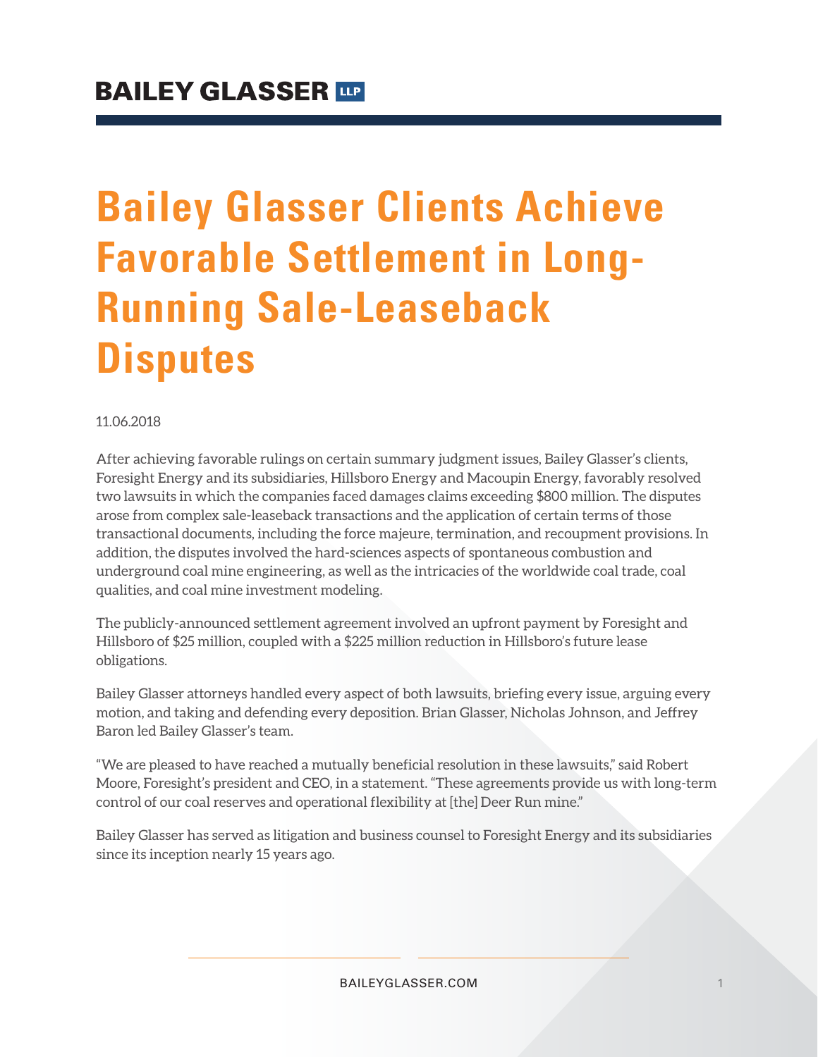**BAILEY GLASSER** LLP

# Bailey Glasser Clients Achieve Favorable Settlement in Long-Running Sale-Leaseback Disputes

11.06.2018

After achieving favorable rulings on certain summary judgment issues, Bailey Glasser's clients, Foresight Energy and its subsidiaries, Hillsboro Energy and Macoupin Energy, favorably resolved two lawsuits in which the companies faced damages claims exceeding $800 million. The disputes arose from complex sale-leaseback transactions and the application of certain terms of those transactional documents, including the force majeure, termination, and recoupment provisions. In addition, the disputes involved the hard-sciences aspects of spontaneous combustion and underground coal mine engineering, as well as the intricacies of the worldwide coal trade, coal qualities, and coal mine investment modeling.

The publicly-announced settlement agreement involved an upfront payment by Foresight and Hillsboro of $25 million, coupled with a $225 million reduction in Hillsboro's future lease obligations.

Bailey Glasser attorneys handled every aspect of both lawsuits, briefing every issue, arguing every motion, and taking and defending every deposition. Brian Glasser, Nicholas Johnson, and Jeffrey Baron led Bailey Glasser's team.

"We are pleased to have reached a mutually beneficial resolution in these lawsuits," said Robert Moore, Foresight's president and CEO, in a statement. "These agreements provide us with long-term control of our coal reserves and operational flexibility at [the] Deer Run mine."

Bailey Glasser has served as litigation and business counsel to Foresight Energy and its subsidiaries since its inception nearly 15 years ago.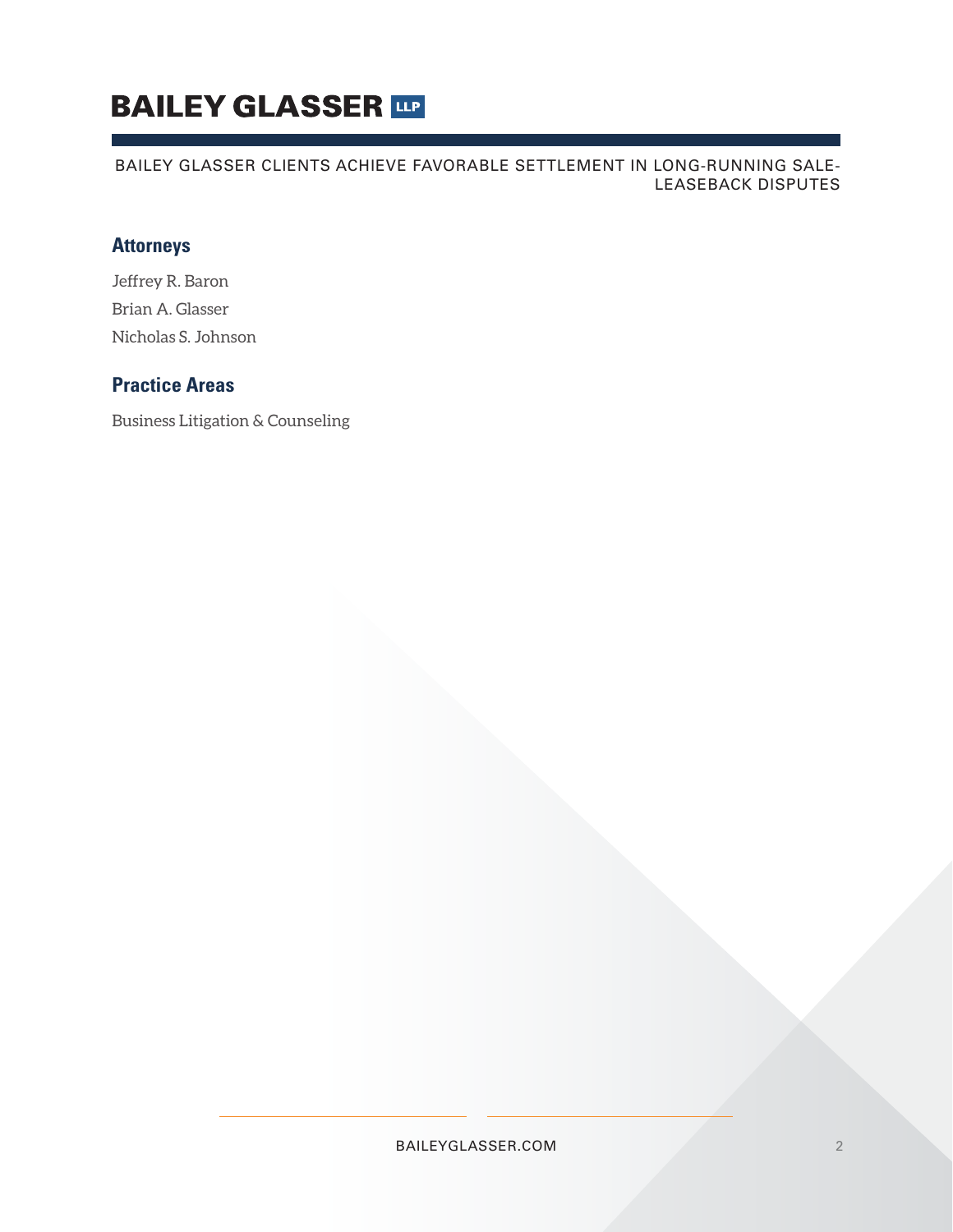## Attorneys

Jeffrey R. Baron

Brian A. Glasser

Nicholas S. Johnson

## Practice Areas

Business Litigation & Counseling